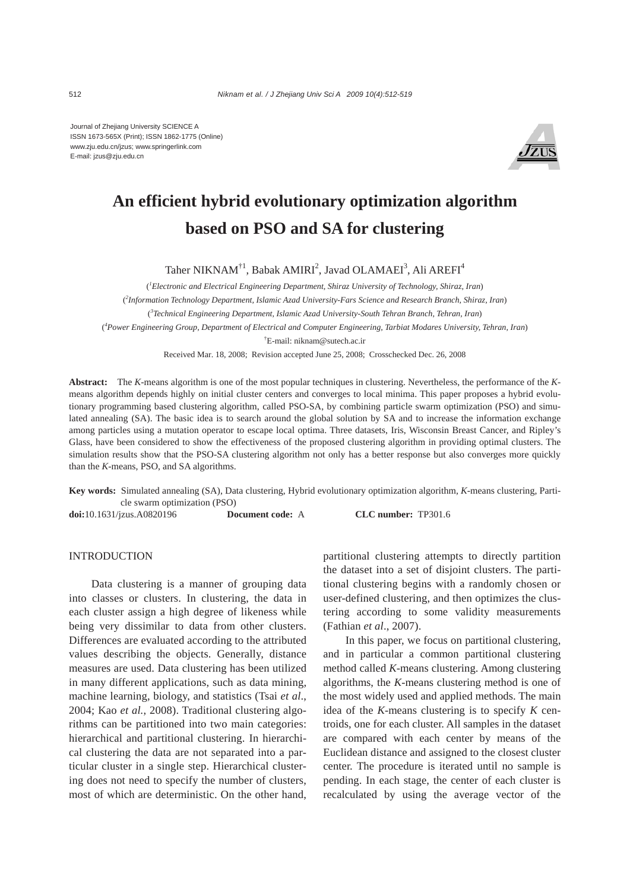Journal of Zhejiang University SCIENCE A
ISSN 1673-565X (Print); ISSN 1862-1775 (Online)
www.zju.edu.cn/jzus; www.springerlink.com
E-mail: jzus@zju.edu.cn

# An efficient hybrid evolutionary optimization algorithm based on PSO and SA for clustering

Taher NIKNAM[†1], Babak AMIRI[2], Javad OLAMAEI[3], Ali AREFI[4]

([1]*Electronic and Electrical Engineering Department, Shiraz University of Technology, Shiraz, Iran*)

([2]*Information Technology Department, Islamic Azad University-Fars Science and Research Branch, Shiraz, Iran*)

([3]*Technical Engineering Department, Islamic Azad University-South Tehran Branch, Tehran, Iran*)

([4]*Power Engineering Group, Department of Electrical and Computer Engineering, Tarbiat Modares University, Tehran, Iran*)

[†]E-mail: niknam@sutech.ac.ir

Received Mar. 18, 2008; Revision accepted June 25, 2008; Crosschecked Dec. 26, 2008

**Abstract:** The *K*-means algorithm is one of the most popular techniques in clustering. Nevertheless, the performance of the *K*-means algorithm depends highly on initial cluster centers and converges to local minima. This paper proposes a hybrid evolutionary programming based clustering algorithm, called PSO-SA, by combining particle swarm optimization (PSO) and simulated annealing (SA). The basic idea is to search around the global solution by SA and to increase the information exchange among particles using a mutation operator to escape local optima. Three datasets, Iris, Wisconsin Breast Cancer, and Ripley's Glass, have been considered to show the effectiveness of the proposed clustering algorithm in providing optimal clusters. The simulation results show that the PSO-SA clustering algorithm not only has a better response but also converges more quickly than the *K*-means, PSO, and SA algorithms.

**Key words:** Simulated annealing (SA), Data clustering, Hybrid evolutionary optimization algorithm, *K*-means clustering, Particle swarm optimization (PSO)

**doi:**10.1631/jzus.A0820196 **Document code:** A **CLC number:** TP301.6

## INTRODUCTION

Data clustering is a manner of grouping data into classes or clusters. In clustering, the data in each cluster assign a high degree of likeness while being very dissimilar to data from other clusters. Differences are evaluated according to the attributed values describing the objects. Generally, distance measures are used. Data clustering has been utilized in many different applications, such as data mining, machine learning, biology, and statistics (Tsai *et al*., 2004; Kao *et al.*, 2008). Traditional clustering algorithms can be partitioned into two main categories: hierarchical and partitional clustering. In hierarchical clustering the data are not separated into a particular cluster in a single step. Hierarchical clustering does not need to specify the number of clusters, most of which are deterministic. On the other hand, partitional clustering attempts to directly partition the dataset into a set of disjoint clusters. The partitional clustering begins with a randomly chosen or user-defined clustering, and then optimizes the clustering according to some validity measurements (Fathian *et al*., 2007).

In this paper, we focus on partitional clustering, and in particular a common partitional clustering method called *K*-means clustering. Among clustering algorithms, the *K*-means clustering method is one of the most widely used and applied methods. The main idea of the *K*-means clustering is to specify *K* centroids, one for each cluster. All samples in the dataset are compared with each center by means of the Euclidean distance and assigned to the closest cluster center. The procedure is iterated until no sample is pending. In each stage, the center of each cluster is recalculated by using the average vector of the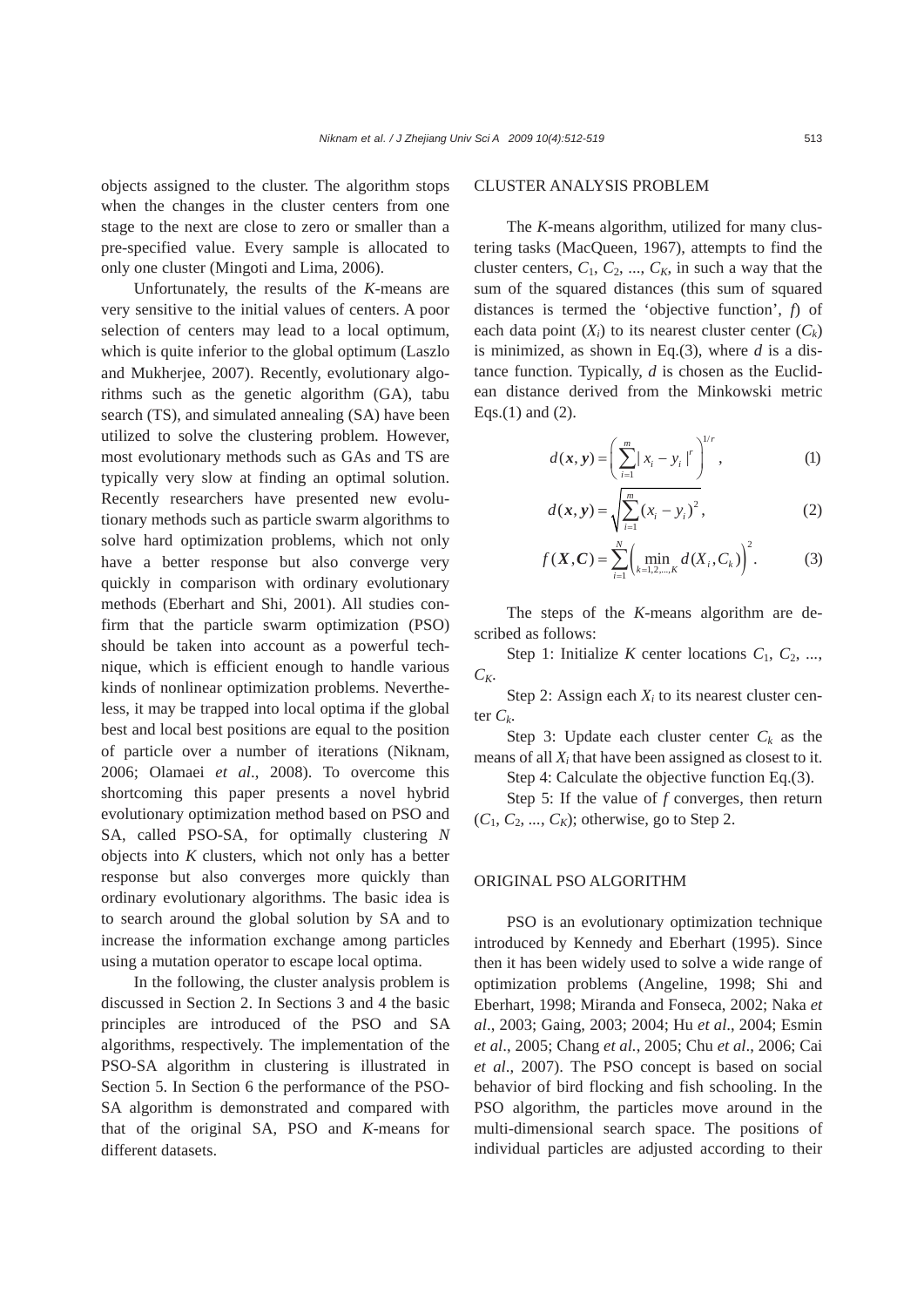objects assigned to the cluster. The algorithm stops when the changes in the cluster centers from one stage to the next are close to zero or smaller than a pre-specified value. Every sample is allocated to only one cluster (Mingoti and Lima, 2006).

Unfortunately, the results of the *K*-means are very sensitive to the initial values of centers. A poor selection of centers may lead to a local optimum, which is quite inferior to the global optimum (Laszlo and Mukherjee, 2007). Recently, evolutionary algorithms such as the genetic algorithm (GA), tabu search (TS), and simulated annealing (SA) have been utilized to solve the clustering problem. However, most evolutionary methods such as GAs and TS are typically very slow at finding an optimal solution. Recently researchers have presented new evolutionary methods such as particle swarm algorithms to solve hard optimization problems, which not only have a better response but also converge very quickly in comparison with ordinary evolutionary methods (Eberhart and Shi, 2001). All studies confirm that the particle swarm optimization (PSO) should be taken into account as a powerful technique, which is efficient enough to handle various kinds of nonlinear optimization problems. Nevertheless, it may be trapped into local optima if the global best and local best positions are equal to the position of particle over a number of iterations (Niknam, 2006; Olamaei *et al*., 2008). To overcome this shortcoming this paper presents a novel hybrid evolutionary optimization method based on PSO and SA, called PSO-SA, for optimally clustering *N* objects into *K* clusters, which not only has a better response but also converges more quickly than ordinary evolutionary algorithms. The basic idea is to search around the global solution by SA and to increase the information exchange among particles using a mutation operator to escape local optima.

In the following, the cluster analysis problem is discussed in Section 2. In Sections 3 and 4 the basic principles are introduced of the PSO and SA algorithms, respectively. The implementation of the PSO-SA algorithm in clustering is illustrated in Section 5. In Section 6 the performance of the PSO-SA algorithm is demonstrated and compared with that of the original SA, PSO and *K*-means for different datasets.

## CLUSTER ANALYSIS PROBLEM

The *K*-means algorithm, utilized for many clustering tasks (MacQueen, 1967), attempts to find the cluster centers, $C_1, C_2, ..., C_K$, in such a way that the sum of the squared distances (this sum of squared distances is termed the 'objective function', $f$) of each data point ($X_i$) to its nearest cluster center ($C_k$) is minimized, as shown in Eq.(3), where $d$ is a distance function. Typically, $d$ is chosen as the Euclidean distance derived from the Minkowski metric Eqs.(1) and (2).

$$d(\boldsymbol{x},\boldsymbol{y}) = \left( \sum_{i=1}^{m} | x_i - y_i |^r \right)^{1/r}, \tag{1}$$

$$d(\boldsymbol{x},\boldsymbol{y}) = \sqrt{\sum_{i=1}^{m} (x_i - y_i)^2}, \tag{2}$$

$$f(\boldsymbol{X},\boldsymbol{C}) = \sum_{i=1}^{N} \left( \min_{k=1,2,...,K} d(X_i, C_k) \right)^2. \tag{3}$$

The steps of the *K*-means algorithm are described as follows:

Step 1: Initialize $K$ center locations $C_1, C_2, ..., C_K$.

Step 2: Assign each $X_i$ to its nearest cluster center $C_k$.

Step 3: Update each cluster center $C_k$ as the means of all $X_i$ that have been assigned as closest to it.

Step 4: Calculate the objective function Eq.(3).

Step 5: If the value of $f$ converges, then return ($C_1, C_2, ..., C_K$); otherwise, go to Step 2.

## ORIGINAL PSO ALGORITHM

PSO is an evolutionary optimization technique introduced by Kennedy and Eberhart (1995). Since then it has been widely used to solve a wide range of optimization problems (Angeline, 1998; Shi and Eberhart, 1998; Miranda and Fonseca, 2002; Naka *et al*., 2003; Gaing, 2003; 2004; Hu *et al*., 2004; Esmin *et al*., 2005; Chang *et al.*, 2005; Chu *et al*., 2006; Cai *et al*., 2007). The PSO concept is based on social behavior of bird flocking and fish schooling. In the PSO algorithm, the particles move around in the multi-dimensional search space. The positions of individual particles are adjusted according to their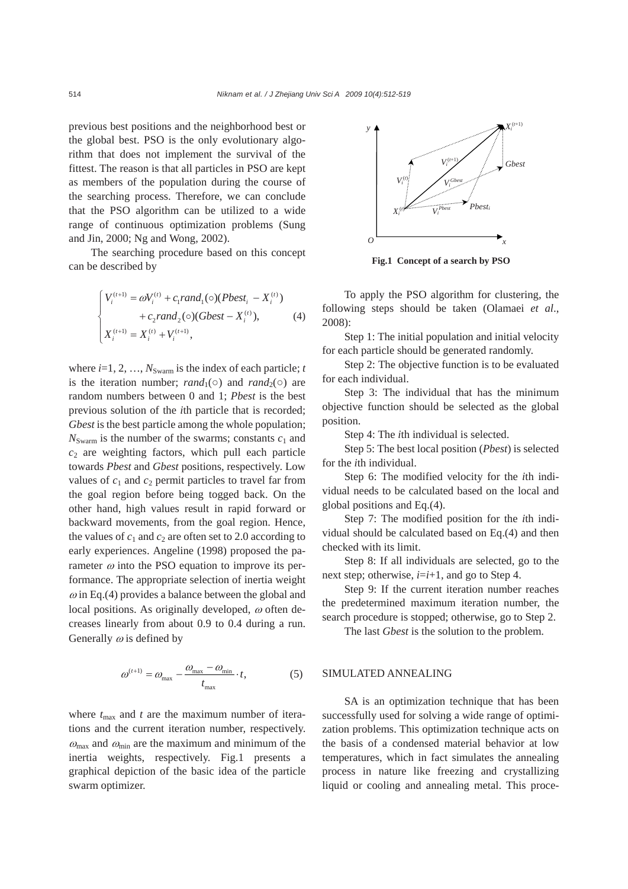previous best positions and the neighborhood best or the global best. PSO is the only evolutionary algorithm that does not implement the survival of the fittest. The reason is that all particles in PSO are kept as members of the population during the course of the searching process. Therefore, we can conclude that the PSO algorithm can be utilized to a wide range of continuous optimization problems (Sung and Jin, 2000; Ng and Wong, 2002).

The searching procedure based on this concept can be described by

$$\begin{cases} V_i^{(t+1)} = \omega V_i^{(t)} + c_1 rand_1(\circ)(Pbest_i - X_i^{(t)}) \\ \qquad + c_2 rand_2(\circ)(Gbest - X_i^{(t)}), \\ X_i^{(t+1)} = X_i^{(t)} + V_i^{(t+1)}, \end{cases} \tag{4}$$

where $i$=1, 2, …, $N_{\text{Swarm}}$ is the index of each particle; $t$ is the iteration number; $rand_1(\circ)$ and $rand_2(\circ)$ are random numbers between 0 and 1; *Pbest* is the best previous solution of the $i$th particle that is recorded; *Gbest* is the best particle among the whole population; $N_{\text{Swarm}}$ is the number of the swarms; constants $c_1$ and $c_2$ are weighting factors, which pull each particle towards *Pbest* and *Gbest* positions, respectively. Low values of $c_1$ and $c_2$ permit particles to travel far from the goal region before being togged back. On the other hand, high values result in rapid forward or backward movements, from the goal region. Hence, the values of $c_1$ and $c_2$ are often set to 2.0 according to early experiences. Angeline (1998) proposed the parameter $\omega$ into the PSO equation to improve its performance. The appropriate selection of inertia weight $\omega$ in Eq.(4) provides a balance between the global and local positions. As originally developed, $\omega$ often decreases linearly from about 0.9 to 0.4 during a run. Generally $\omega$ is defined by

$$\omega^{(t+1)} = \omega_{\max} - \frac{\omega_{\max} - \omega_{\min}}{t_{\max}} \cdot t, \tag{5}$$

where $t_{\max}$ and $t$ are the maximum number of iterations and the current iteration number, respectively. $\omega_{\max}$ and $\omega_{\min}$ are the maximum and minimum of the inertia weights, respectively. Fig.1 presents a graphical depiction of the basic idea of the particle swarm optimizer.

**Fig.1 Concept of a search by PSO**

To apply the PSO algorithm for clustering, the following steps should be taken (Olamaei *et al*., 2008):

Step 1: The initial population and initial velocity for each particle should be generated randomly.

Step 2: The objective function is to be evaluated for each individual.

Step 3: The individual that has the minimum objective function should be selected as the global position.

Step 4: The $i$th individual is selected.

Step 5: The best local position (*Pbest*) is selected for the $i$th individual.

Step 6: The modified velocity for the $i$th individual needs to be calculated based on the local and global positions and Eq.(4).

Step 7: The modified position for the $i$th individual should be calculated based on Eq.(4) and then checked with its limit.

Step 8: If all individuals are selected, go to the next step; otherwise, $i=i+1$, and go to Step 4.

Step 9: If the current iteration number reaches the predetermined maximum iteration number, the search procedure is stopped; otherwise, go to Step 2.

The last *Gbest* is the solution to the problem.

## SIMULATED ANNEALING

SA is an optimization technique that has been successfully used for solving a wide range of optimization problems. This optimization technique acts on the basis of a condensed material behavior at low temperatures, which in fact simulates the annealing process in nature like freezing and crystallizing liquid or cooling and annealing metal. This proce-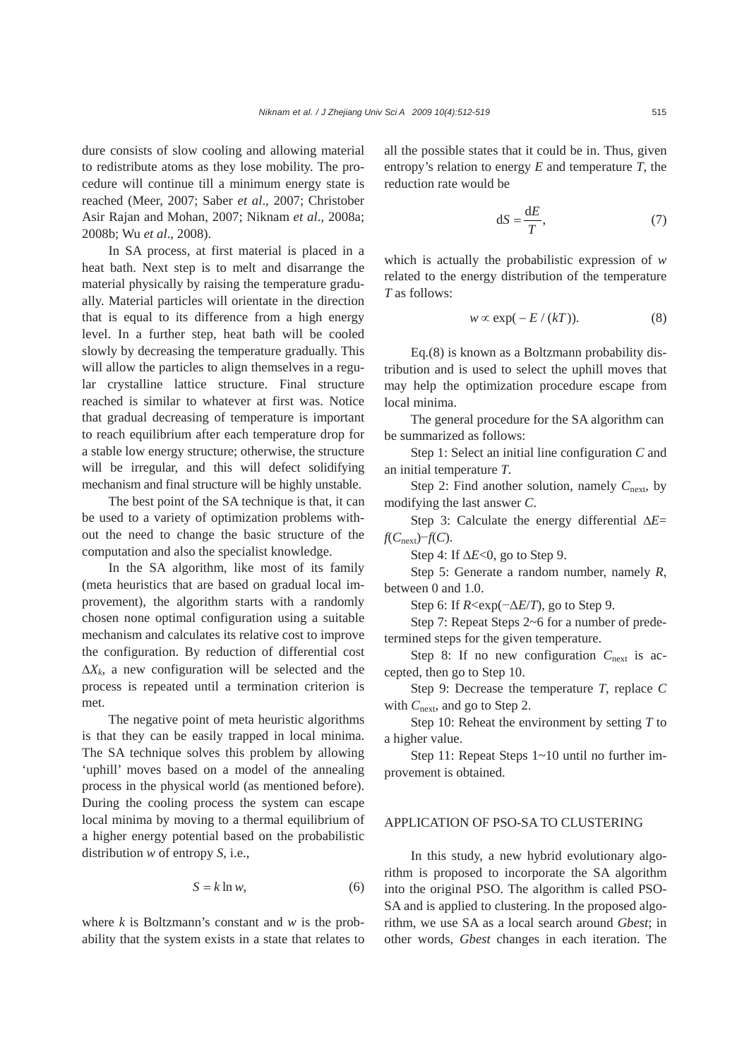dure consists of slow cooling and allowing material to redistribute atoms as they lose mobility. The procedure will continue till a minimum energy state is reached (Meer, 2007; Saber *et al*., 2007; Christober Asir Rajan and Mohan, 2007; Niknam *et al*., 2008a; 2008b; Wu *et al*., 2008).

In SA process, at first material is placed in a heat bath. Next step is to melt and disarrange the material physically by raising the temperature gradually. Material particles will orientate in the direction that is equal to its difference from a high energy level. In a further step, heat bath will be cooled slowly by decreasing the temperature gradually. This will allow the particles to align themselves in a regular crystalline lattice structure. Final structure reached is similar to whatever at first was. Notice that gradual decreasing of temperature is important to reach equilibrium after each temperature drop for a stable low energy structure; otherwise, the structure will be irregular, and this will defect solidifying mechanism and final structure will be highly unstable.

The best point of the SA technique is that, it can be used to a variety of optimization problems without the need to change the basic structure of the computation and also the specialist knowledge.

In the SA algorithm, like most of its family (meta heuristics that are based on gradual local improvement), the algorithm starts with a randomly chosen none optimal configuration using a suitable mechanism and calculates its relative cost to improve the configuration. By reduction of differential cost $\Delta X_k$, a new configuration will be selected and the process is repeated until a termination criterion is met.

The negative point of meta heuristic algorithms is that they can be easily trapped in local minima. The SA technique solves this problem by allowing 'uphill' moves based on a model of the annealing process in the physical world (as mentioned before). During the cooling process the system can escape local minima by moving to a thermal equilibrium of a higher energy potential based on the probabilistic distribution $w$ of entropy $S$, i.e.,

$$S = k \ln w, \tag{6}$$

where $k$ is Boltzmann's constant and $w$ is the probability that the system exists in a state that relates to all the possible states that it could be in. Thus, given entropy's relation to energy $E$ and temperature $T$, the reduction rate would be

$$\mathrm{d}S = \frac{\mathrm{d}E}{T}, \tag{7}$$

which is actually the probabilistic expression of $w$ related to the energy distribution of the temperature $T$ as follows:

$$w \propto \exp(-E/(kT)). \tag{8}$$

Eq.(8) is known as a Boltzmann probability distribution and is used to select the uphill moves that may help the optimization procedure escape from local minima.

The general procedure for the SA algorithm can be summarized as follows:

Step 1: Select an initial line configuration $C$ and an initial temperature $T$.

Step 2: Find another solution, namely $C_{\text{next}}$, by modifying the last answer $C$.

Step 3: Calculate the energy differential $\Delta E = f(C_{\text{next}}) - f(C)$.

Step 4: If $\Delta E < 0$, go to Step 9.

Step 5: Generate a random number, namely $R$, between 0 and 1.0.

Step 6: If $R < \exp(-\Delta E/T)$, go to Step 9.

Step 7: Repeat Steps 2~6 for a number of predetermined steps for the given temperature.

Step 8: If no new configuration $C_{\text{next}}$ is accepted, then go to Step 10.

Step 9: Decrease the temperature $T$, replace $C$ with $C_{\text{next}}$, and go to Step 2.

Step 10: Reheat the environment by setting $T$ to a higher value.

Step 11: Repeat Steps 1~10 until no further improvement is obtained.

## APPLICATION OF PSO-SA TO CLUSTERING

In this study, a new hybrid evolutionary algorithm is proposed to incorporate the SA algorithm into the original PSO. The algorithm is called PSO-SA and is applied to clustering. In the proposed algorithm, we use SA as a local search around *Gbest*; in other words, *Gbest* changes in each iteration. The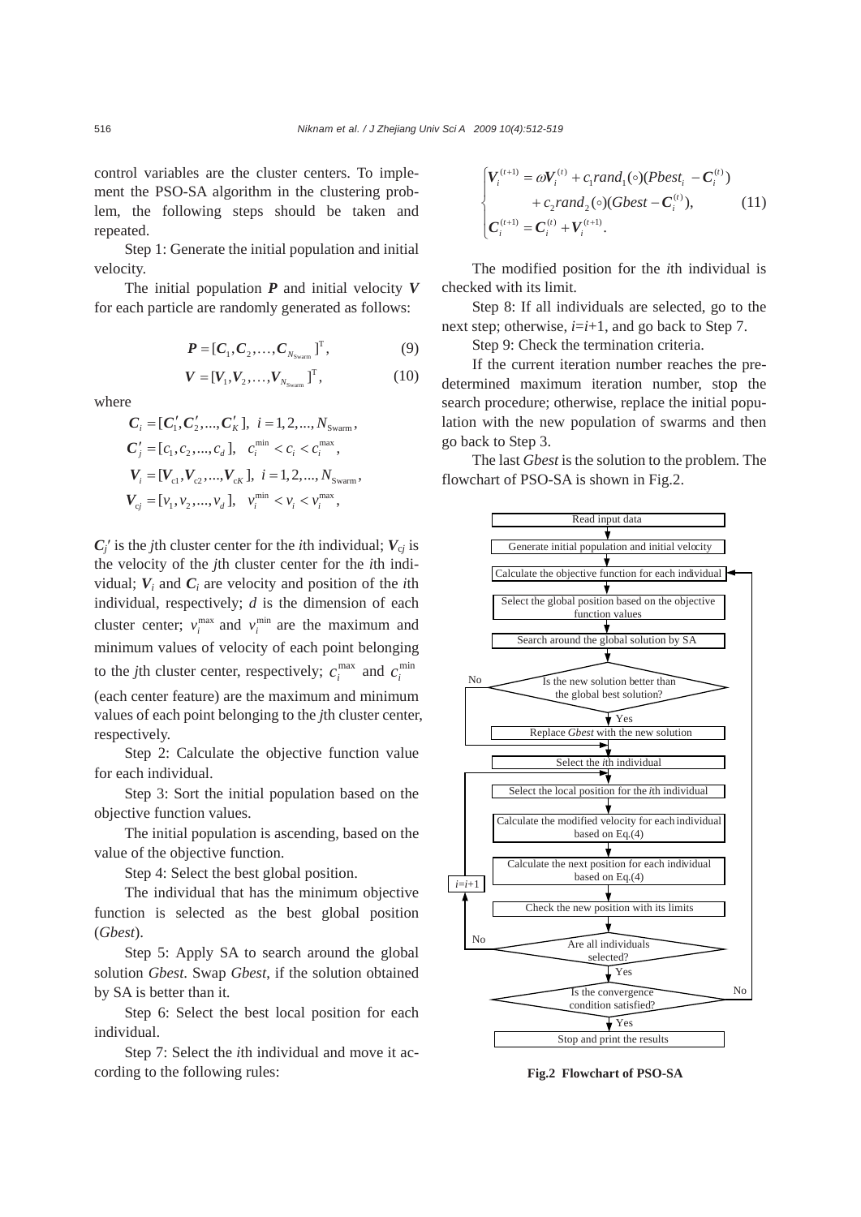control variables are the cluster centers. To implement the PSO-SA algorithm in the clustering problem, the following steps should be taken and repeated.

Step 1: Generate the initial population and initial velocity.

The initial population $\boldsymbol{P}$ and initial velocity $\boldsymbol{V}$ for each particle are randomly generated as follows:

$$\boldsymbol{P}=[\boldsymbol{C}_1,\boldsymbol{C}_2,\ldots,\boldsymbol{C}_{N_{\text{Swarm}}}]^{\text{T}}, \tag{9}$$

$$\boldsymbol{V}=[\boldsymbol{V}_1,\boldsymbol{V}_2,\ldots,\boldsymbol{V}_{N_{\text{Swarm}}}]^{\text{T}}, \tag{10}$$

where

$$\boldsymbol{C}_i=[\boldsymbol{C}_1',\boldsymbol{C}_2',\ldots,\boldsymbol{C}_K'],\ \ i=1,2,\ldots,N_{\text{Swarm}},$$
$$\boldsymbol{C}_j'=[c_1,c_2,\ldots,c_d],\ \ c_i^{\min}<c_i<c_i^{\max},$$
$$\boldsymbol{V}_i=[\boldsymbol{V}_{c1},\boldsymbol{V}_{c2},\ldots,\boldsymbol{V}_{cK}],\ \ i=1,2,\ldots,N_{\text{Swarm}},$$
$$\boldsymbol{V}_{cj}=[v_1,v_2,\ldots,v_d],\ \ v_i^{\min}<v_i<v_i^{\max},$$

$\boldsymbol{C}_j'$ is the $j$th cluster center for the $i$th individual; $\boldsymbol{V}_{cj}$ is the velocity of the $j$th cluster center for the $i$th individual; $\boldsymbol{V}_i$ and $\boldsymbol{C}_i$ are velocity and position of the $i$th individual, respectively; $d$ is the dimension of each cluster center; $v_i^{\max}$ and $v_i^{\min}$ are the maximum and minimum values of velocity of each point belonging to the $j$th cluster center, respectively; $c_i^{\max}$ and $c_i^{\min}$ (each center feature) are the maximum and minimum values of each point belonging to the $j$th cluster center, respectively.

Step 2: Calculate the objective function value for each individual.

Step 3: Sort the initial population based on the objective function values.

The initial population is ascending, based on the value of the objective function.

Step 4: Select the best global position.

The individual that has the minimum objective function is selected as the best global position (*Gbest*).

Step 5: Apply SA to search around the global solution *Gbest*. Swap *Gbest*, if the solution obtained by SA is better than it.

Step 6: Select the best local position for each individual.

Step 7: Select the $i$th individual and move it according to the following rules:

$$\begin{cases}\boldsymbol{V}_i^{(t+1)}=\omega\boldsymbol{V}_i^{(t)}+c_1 rand_1(\circ)(Pbest_i-\boldsymbol{C}_i^{(t)})\\ \qquad\quad +c_2 rand_2(\circ)(Gbest-\boldsymbol{C}_i^{(t)}),\\ \boldsymbol{C}_i^{(t+1)}=\boldsymbol{C}_i^{(t)}+\boldsymbol{V}_i^{(t+1)}.\end{cases} \tag{11}$$

The modified position for the $i$th individual is checked with its limit.

Step 8: If all individuals are selected, go to the next step; otherwise, $i=i+1$, and go back to Step 7.

Step 9: Check the termination criteria.

If the current iteration number reaches the predetermined maximum iteration number, stop the search procedure; otherwise, replace the initial population with the new population of swarms and then go back to Step 3.

The last *Gbest* is the solution to the problem. The flowchart of PSO-SA is shown in Fig.2.

Read input data → Generate initial population and initial velocity → Calculate the objective function for each individual → Select the global position based on the objective function values → Search around the global solution by SA → Is the new solution better than the global best solution? (Yes: Replace *Gbest* with the new solution; No: skip) → Select the $i$th individual → Select the local position for the $i$th individual → Calculate the modified velocity for each individual based on Eq.(4) → Calculate the next position for each individual based on Eq.(4) → Check the new position with its limits → Are all individuals selected? (No: $i=i+1$, return to Select the local position) → Yes → Is the convergence condition satisfied? (No: return to Calculate the objective function) → Yes → Stop and print the results

**Fig.2 Flowchart of PSO-SA**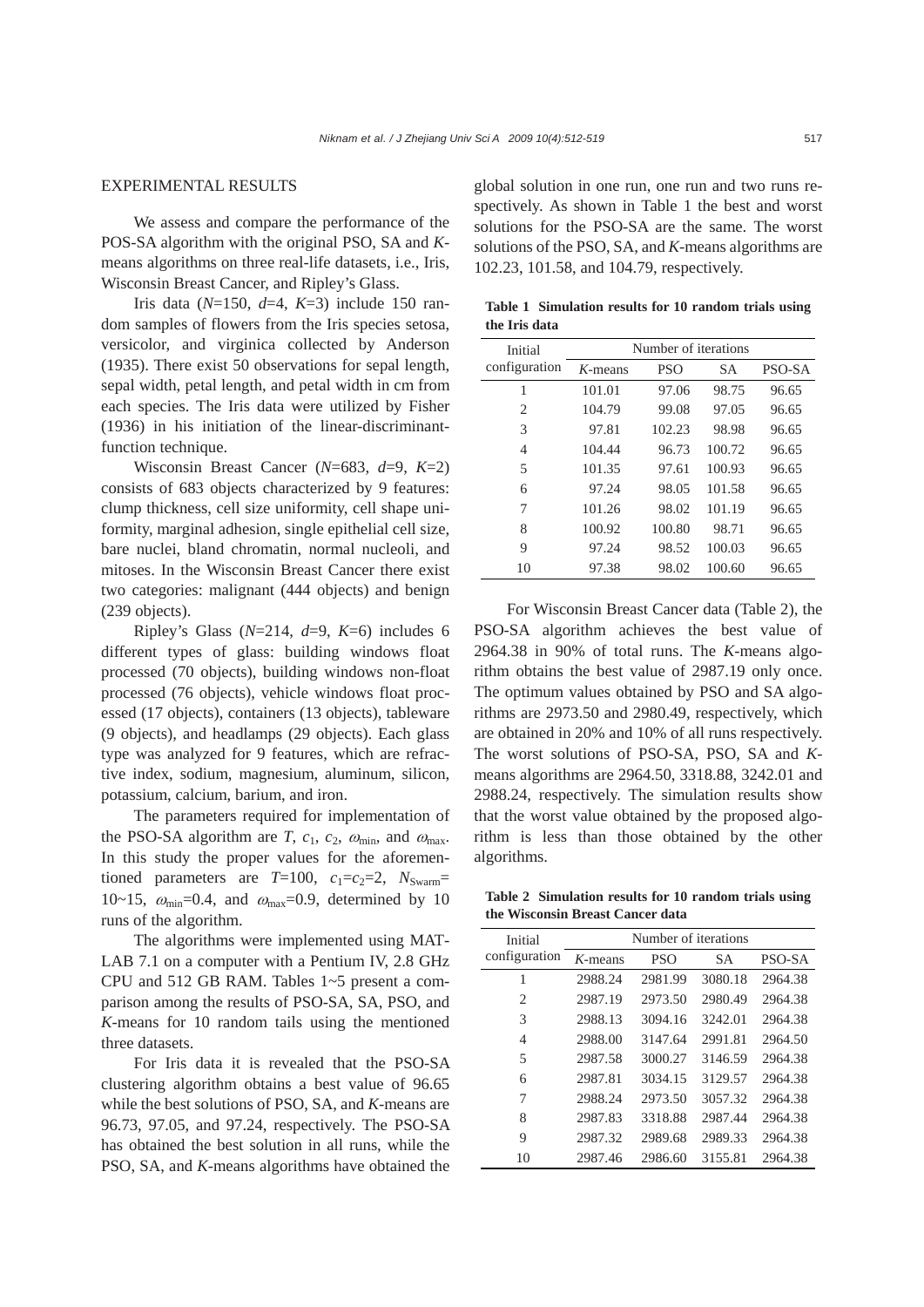## EXPERIMENTAL RESULTS

We assess and compare the performance of the POS-SA algorithm with the original PSO, SA and *K*-means algorithms on three real-life datasets, i.e., Iris, Wisconsin Breast Cancer, and Ripley's Glass.

Iris data ($N$=150, $d$=4, $K$=3) include 150 random samples of flowers from the Iris species setosa, versicolor, and virginica collected by Anderson (1935). There exist 50 observations for sepal length, sepal width, petal length, and petal width in cm from each species. The Iris data were utilized by Fisher (1936) in his initiation of the linear-discriminant-function technique.

Wisconsin Breast Cancer ($N$=683, $d$=9, $K$=2) consists of 683 objects characterized by 9 features: clump thickness, cell size uniformity, cell shape uniformity, marginal adhesion, single epithelial cell size, bare nuclei, bland chromatin, normal nucleoli, and mitoses. In the Wisconsin Breast Cancer there exist two categories: malignant (444 objects) and benign (239 objects).

Ripley's Glass ($N$=214, $d$=9, $K$=6) includes 6 different types of glass: building windows float processed (70 objects), building windows non-float processed (76 objects), vehicle windows float processed (17 objects), containers (13 objects), tableware (9 objects), and headlamps (29 objects). Each glass type was analyzed for 9 features, which are refractive index, sodium, magnesium, aluminum, silicon, potassium, calcium, barium, and iron.

The parameters required for implementation of the PSO-SA algorithm are $T$, $c_1$, $c_2$, $\omega_{\min}$, and $\omega_{\max}$. In this study the proper values for the aforementioned parameters are $T$=100, $c_1$=$c_2$=2, $N_{\text{Swarm}}$=10~15, $\omega_{\min}$=0.4, and $\omega_{\max}$=0.9, determined by 10 runs of the algorithm.

The algorithms were implemented using MATLAB 7.1 on a computer with a Pentium IV, 2.8 GHz CPU and 512 GB RAM. Tables 1~5 present a comparison among the results of PSO-SA, SA, PSO, and *K*-means for 10 random tails using the mentioned three datasets.

For Iris data it is revealed that the PSO-SA clustering algorithm obtains a best value of 96.65 while the best solutions of PSO, SA, and *K*-means are 96.73, 97.05, and 97.24, respectively. The PSO-SA has obtained the best solution in all runs, while the PSO, SA, and *K*-means algorithms have obtained the global solution in one run, one run and two runs respectively. As shown in Table 1 the best and worst solutions for the PSO-SA are the same. The worst solutions of the PSO, SA, and *K*-means algorithms are 102.23, 101.58, and 104.79, respectively.

**Table 1 Simulation results for 10 random trials using the Iris data**

| Initial configuration | Number of iterations | | | |
|---|---|---|---|---|
| | *K*-means | PSO | SA | PSO-SA |
| 1 | 101.01 | 97.06 | 98.75 | 96.65 |
| 2 | 104.79 | 99.08 | 97.05 | 96.65 |
| 3 | 97.81 | 102.23 | 98.98 | 96.65 |
| 4 | 104.44 | 96.73 | 100.72 | 96.65 |
| 5 | 101.35 | 97.61 | 100.93 | 96.65 |
| 6 | 97.24 | 98.05 | 101.58 | 96.65 |
| 7 | 101.26 | 98.02 | 101.19 | 96.65 |
| 8 | 100.92 | 100.80 | 98.71 | 96.65 |
| 9 | 97.24 | 98.52 | 100.03 | 96.65 |
| 10 | 97.38 | 98.02 | 100.60 | 96.65 |

For Wisconsin Breast Cancer data (Table 2), the PSO-SA algorithm achieves the best value of 2964.38 in 90% of total runs. The *K*-means algorithm obtains the best value of 2987.19 only once. The optimum values obtained by PSO and SA algorithms are 2973.50 and 2980.49, respectively, which are obtained in 20% and 10% of all runs respectively. The worst solutions of PSO-SA, PSO, SA and *K*-means algorithms are 2964.50, 3318.88, 3242.01 and 2988.24, respectively. The simulation results show that the worst value obtained by the proposed algorithm is less than those obtained by the other algorithms.

**Table 2 Simulation results for 10 random trials using the Wisconsin Breast Cancer data**

| Initial configuration | Number of iterations | | | |
|---|---|---|---|---|
| | *K*-means | PSO | SA | PSO-SA |
| 1 | 2988.24 | 2981.99 | 3080.18 | 2964.38 |
| 2 | 2987.19 | 2973.50 | 2980.49 | 2964.38 |
| 3 | 2988.13 | 3094.16 | 3242.01 | 2964.38 |
| 4 | 2988.00 | 3147.64 | 2991.81 | 2964.50 |
| 5 | 2987.58 | 3000.27 | 3146.59 | 2964.38 |
| 6 | 2987.81 | 3034.15 | 3129.57 | 2964.38 |
| 7 | 2988.24 | 2973.50 | 3057.32 | 2964.38 |
| 8 | 2987.83 | 3318.88 | 2987.44 | 2964.38 |
| 9 | 2987.32 | 2989.68 | 2989.33 | 2964.38 |
| 10 | 2987.46 | 2986.60 | 3155.81 | 2964.38 |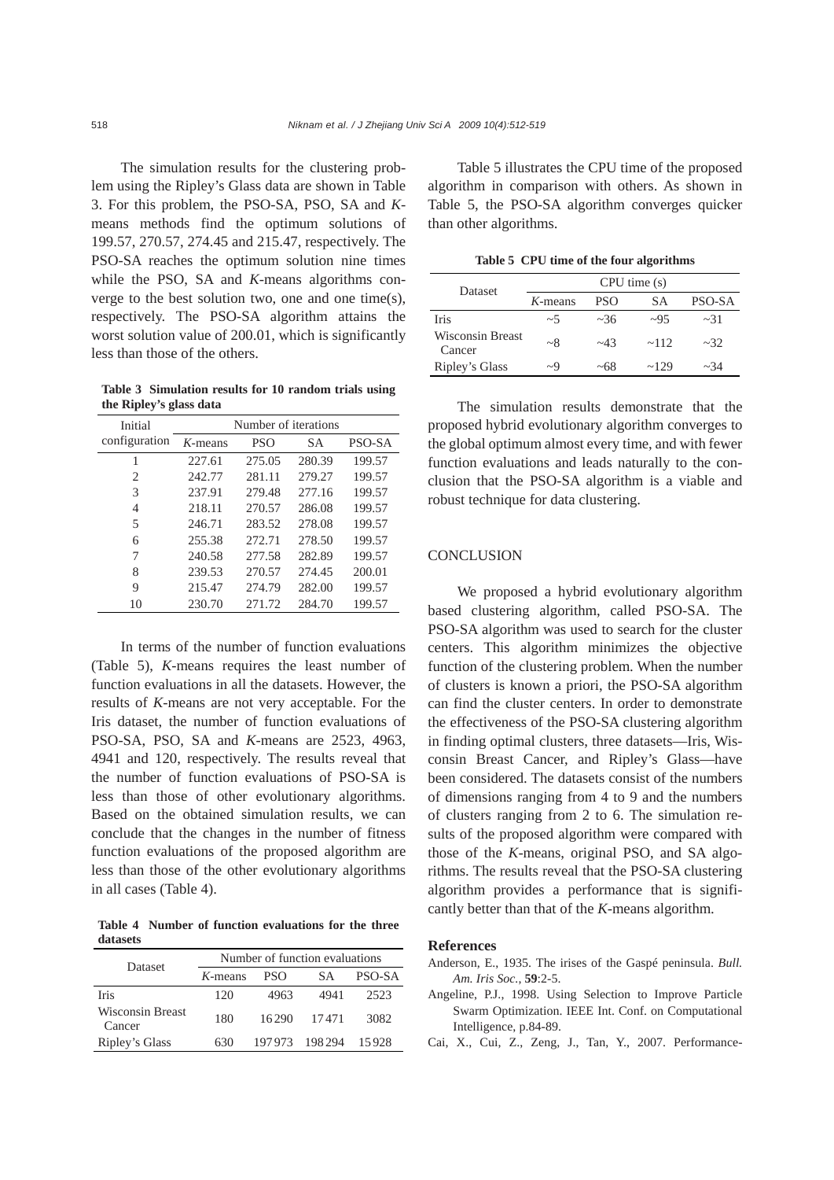The simulation results for the clustering problem using the Ripley's Glass data are shown in Table 3. For this problem, the PSO-SA, PSO, SA and *K*-means methods find the optimum solutions of 199.57, 270.57, 274.45 and 215.47, respectively. The PSO-SA reaches the optimum solution nine times while the PSO, SA and *K*-means algorithms converge to the best solution two, one and one time(s), respectively. The PSO-SA algorithm attains the worst solution value of 200.01, which is significantly less than those of the others.

**Table 3 Simulation results for 10 random trials using the Ripley's glass data**

| Initial configuration | Number of iterations | | | |
|---|---|---|---|---|
| | *K*-means | PSO | SA | PSO-SA |
| 1 | 227.61 | 275.05 | 280.39 | 199.57 |
| 2 | 242.77 | 281.11 | 279.27 | 199.57 |
| 3 | 237.91 | 279.48 | 277.16 | 199.57 |
| 4 | 218.11 | 270.57 | 286.08 | 199.57 |
| 5 | 246.71 | 283.52 | 278.08 | 199.57 |
| 6 | 255.38 | 272.71 | 278.50 | 199.57 |
| 7 | 240.58 | 277.58 | 282.89 | 199.57 |
| 8 | 239.53 | 270.57 | 274.45 | 200.01 |
| 9 | 215.47 | 274.79 | 282.00 | 199.57 |
| 10 | 230.70 | 271.72 | 284.70 | 199.57 |

In terms of the number of function evaluations (Table 5), *K*-means requires the least number of function evaluations in all the datasets. However, the results of *K*-means are not very acceptable. For the Iris dataset, the number of function evaluations of PSO-SA, PSO, SA and *K*-means are 2523, 4963, 4941 and 120, respectively. The results reveal that the number of function evaluations of PSO-SA is less than those of other evolutionary algorithms. Based on the obtained simulation results, we can conclude that the changes in the number of fitness function evaluations of the proposed algorithm are less than those of the other evolutionary algorithms in all cases (Table 4).

**Table 4 Number of function evaluations for the three datasets**

| Dataset | Number of function evaluations | | | |
|---|---|---|---|---|
| | *K*-means | PSO | SA | PSO-SA |
| Iris | 120 | 4963 | 4941 | 2523 |
| Wisconsin Breast Cancer | 180 | 16290 | 17471 | 3082 |
| Ripley's Glass | 630 | 197973 | 198294 | 15928 |

Table 5 illustrates the CPU time of the proposed algorithm in comparison with others. As shown in Table 5, the PSO-SA algorithm converges quicker than other algorithms.

**Table 5 CPU time of the four algorithms**

| Dataset | CPU time (s) | | | |
|---|---|---|---|---|
| | *K*-means | PSO | SA | PSO-SA |
| Iris | ~5 | ~36 | ~95 | ~31 |
| Wisconsin Breast Cancer | ~8 | ~43 | ~112 | ~32 |
| Ripley's Glass | ~9 | ~68 | ~129 | ~34 |

The simulation results demonstrate that the proposed hybrid evolutionary algorithm converges to the global optimum almost every time, and with fewer function evaluations and leads naturally to the conclusion that the PSO-SA algorithm is a viable and robust technique for data clustering.

## CONCLUSION

We proposed a hybrid evolutionary algorithm based clustering algorithm, called PSO-SA. The PSO-SA algorithm was used to search for the cluster centers. This algorithm minimizes the objective function of the clustering problem. When the number of clusters is known a priori, the PSO-SA algorithm can find the cluster centers. In order to demonstrate the effectiveness of the PSO-SA clustering algorithm in finding optimal clusters, three datasets—Iris, Wisconsin Breast Cancer, and Ripley's Glass—have been considered. The datasets consist of the numbers of dimensions ranging from 4 to 9 and the numbers of clusters ranging from 2 to 6. The simulation results of the proposed algorithm were compared with those of the *K*-means, original PSO, and SA algorithms. The results reveal that the PSO-SA clustering algorithm provides a performance that is significantly better than that of the *K*-means algorithm.

## References

Anderson, E., 1935. The irises of the Gaspé peninsula. *Bull. Am. Iris Soc.*, **59**:2-5.

Angeline, P.J., 1998. Using Selection to Improve Particle Swarm Optimization. IEEE Int. Conf. on Computational Intelligence, p.84-89.

Cai, X., Cui, Z., Zeng, J., Tan, Y., 2007. Performance-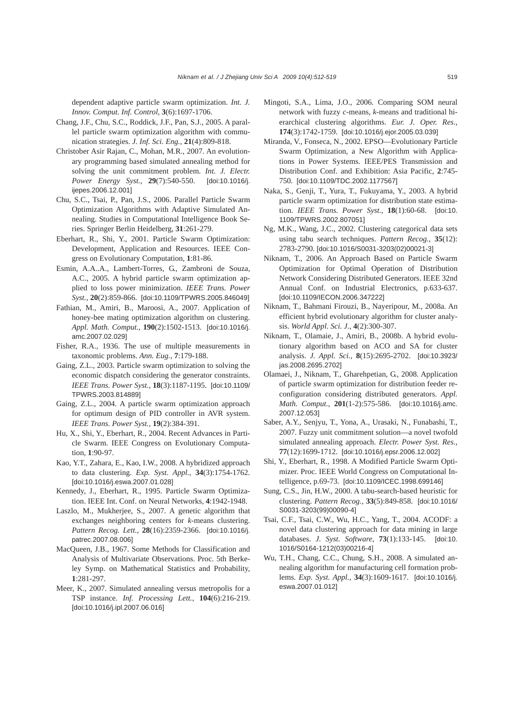dependent adaptive particle swarm optimization. *Int. J. Innov. Comput. Inf. Control*, **3**(6):1697-1706.

Chang, J.F., Chu, S.C., Roddick, J.F., Pan, S.J., 2005. A parallel particle swarm optimization algorithm with communication strategies. *J. Inf. Sci. Eng.*, **21**(4):809-818.

Christober Asir Rajan, C., Mohan, M.R., 2007. An evolutionary programming based simulated annealing method for solving the unit commitment problem. *Int. J. Electr. Power Energy Syst.*, **29**(7):540-550. [doi:10.1016/j.ijepes.2006.12.001]

Chu, S.C., Tsai, P., Pan, J.S., 2006. Parallel Particle Swarm Optimization Algorithms with Adaptive Simulated Annealing. Studies in Computational Intelligence Book Series. Springer Berlin Heidelberg, **31**:261-279.

Eberhart, R., Shi, Y., 2001. Particle Swarm Optimization: Development, Application and Resources. IEEE Congress on Evolutionary Computation, **1**:81-86.

Esmin, A.A..A., Lambert-Torres, G., Zambroni de Souza, A.C., 2005. A hybrid particle swarm optimization applied to loss power minimization. *IEEE Trans. Power Syst.*, **20**(2):859-866. [doi:10.1109/TPWRS.2005.846049]

Fathian, M., Amiri, B., Maroosi, A., 2007. Application of honey-bee mating optimization algorithm on clustering. *Appl. Math. Comput.*, **190**(2):1502-1513. [doi:10.1016/j.amc.2007.02.029]

Fisher, R.A., 1936. The use of multiple measurements in taxonomic problems. *Ann. Eug.*, **7**:179-188.

Gaing, Z.L., 2003. Particle swarm optimization to solving the economic dispatch considering the generator constraints. *IEEE Trans. Power Syst.*, **18**(3):1187-1195. [doi:10.1109/TPWRS.2003.814889]

Gaing, Z.L., 2004. A particle swarm optimization approach for optimum design of PID controller in AVR system. *IEEE Trans. Power Syst.*, **19**(2):384-391.

Hu, X., Shi, Y., Eberhart, R., 2004. Recent Advances in Particle Swarm. IEEE Congress on Evolutionary Computation, **1**:90-97.

Kao, Y.T., Zahara, E., Kao, I.W., 2008. A hybridized approach to data clustering. *Exp. Syst. Appl.*, **34**(3):1754-1762. [doi:10.1016/j.eswa.2007.01.028]

Kennedy, J., Eberhart, R., 1995. Particle Swarm Optimization. IEEE Int. Conf. on Neural Networks, **4**:1942-1948.

Laszlo, M., Mukherjee, S., 2007. A genetic algorithm that exchanges neighboring centers for *k*-means clustering. *Pattern Recog. Lett.*, **28**(16):2359-2366. [doi:10.1016/j.patrec.2007.08.006]

MacQueen, J.B., 1967. Some Methods for Classification and Analysis of Multivariate Observations. Proc. 5th Berkeley Symp. on Mathematical Statistics and Probability, **1**:281-297.

Meer, K., 2007. Simulated annealing versus metropolis for a TSP instance. *Inf. Processing Lett.*, **104**(6):216-219. [doi:10.1016/j.ipl.2007.06.016]

Mingoti, S.A., Lima, J.O., 2006. Comparing SOM neural network with fuzzy *c*-means, *k*-means and traditional hierarchical clustering algorithms. *Eur. J. Oper. Res.*, **174**(3):1742-1759. [doi:10.1016/j.ejor.2005.03.039]

Miranda, V., Fonseca, N., 2002. EPSO—Evolutionary Particle Swarm Optimization, a New Algorithm with Applications in Power Systems. IEEE/PES Transmission and Distribution Conf. and Exhibition: Asia Pacific, **2**:745-750. [doi:10.1109/TDC.2002.1177567]

Naka, S., Genji, T., Yura, T., Fukuyama, Y., 2003. A hybrid particle swarm optimization for distribution state estimation. *IEEE Trans. Power Syst.*, **18**(1):60-68. [doi:10.1109/TPWRS.2002.807051]

Ng, M.K., Wang, J.C., 2002. Clustering categorical data sets using tabu search techniques. *Pattern Recog.*, **35**(12):2783-2790. [doi:10.1016/S0031-3203(02)00021-3]

Niknam, T., 2006. An Approach Based on Particle Swarm Optimization for Optimal Operation of Distribution Network Considering Distributed Generators. IEEE 32nd Annual Conf. on Industrial Electronics, p.633-637. [doi:10.1109/IECON.2006.347222]

Niknam, T., Bahmani Firouzi, B., Nayeripour, M., 2008a. An efficient hybrid evolutionary algorithm for cluster analysis. *World Appl. Sci. J.*, **4**(2):300-307.

Niknam, T., Olamaie, J., Amiri, B., 2008b. A hybrid evolutionary algorithm based on ACO and SA for cluster analysis. *J. Appl. Sci.*, **8**(15):2695-2702. [doi:10.3923/jas.2008.2695.2702]

Olamaei, J., Niknam, T., Gharehpetian, G., 2008. Application of particle swarm optimization for distribution feeder reconfiguration considering distributed generators. *Appl. Math. Comput.*, **201**(1-2):575-586. [doi:10.1016/j.amc.2007.12.053]

Saber, A.Y., Senjyu, T., Yona, A., Urasaki, N., Funabashi, T., 2007. Fuzzy unit commitment solution—a novel twofold simulated annealing approach. *Electr. Power Syst. Res.*, **77**(12):1699-1712. [doi:10.1016/j.epsr.2006.12.002]

Shi, Y., Eberhart, R., 1998. A Modified Particle Swarm Optimizer. Proc. IEEE World Congress on Computational Intelligence, p.69-73. [doi:10.1109/ICEC.1998.699146]

Sung, C.S., Jin, H.W., 2000. A tabu-search-based heuristic for clustering. *Pattern Recog.*, **33**(5):849-858. [doi:10.1016/S0031-3203(99)00090-4]

Tsai, C.F., Tsai, C.W., Wu, H.C., Yang, T., 2004. ACODF: a novel data clustering approach for data mining in large databases. *J. Syst. Software*, **73**(1):133-145. [doi:10.1016/S0164-1212(03)00216-4]

Wu, T.H., Chang, C.C., Chung, S.H., 2008. A simulated annealing algorithm for manufacturing cell formation problems. *Exp. Syst. Appl.*, **34**(3):1609-1617. [doi:10.1016/j.eswa.2007.01.012]